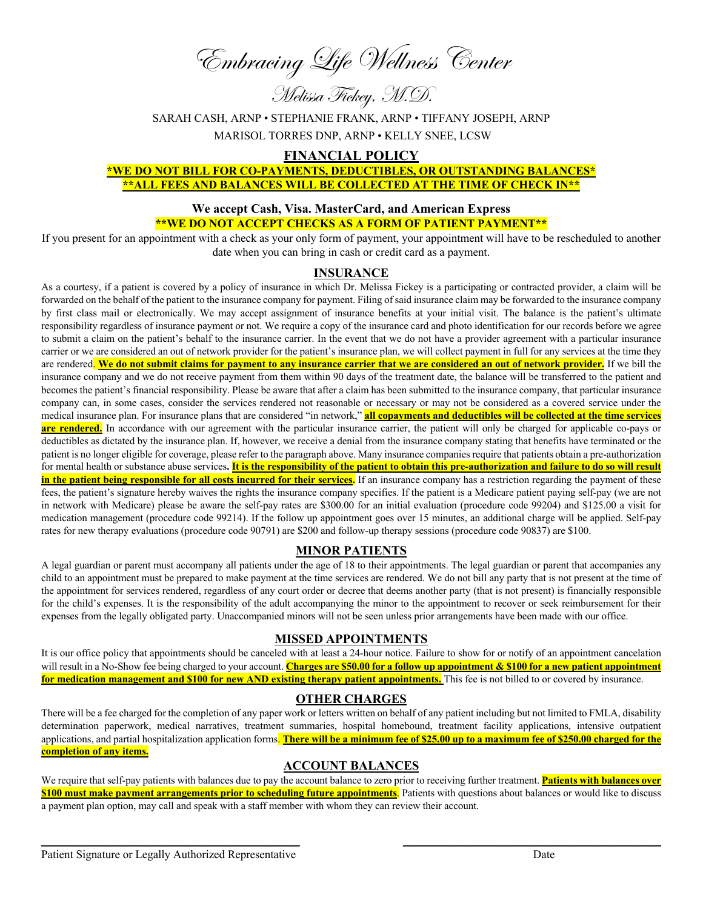# Embracing Life Wellness Center

## Melissa Fickey, M.D.

SARAH CASH, ARNP • STEPHANIE FRANK, ARNP • TIFFANY JOSEPH, ARNP

MARISOL TORRES DNP, ARNP • KELLY SNEE, LCSW

## FINANCIAL POLICY

**\*WE DO NOT BILL FOR CO-PAYMENTS, DEDUCTIBLES, OR OUTSTANDING BALANCES\***

**\*\*ALL FEES AND BALANCES WILL BE COLLECTED AT THE TIME OF CHECK IN\*\***

**We accept Cash, Visa. MasterCard, and American Express**

**\*\*WE DO NOT ACCEPT CHECKS AS A FORM OF PATIENT PAYMENT\*\***

If you present for an appointment with a check as your only form of payment, your appointment will have to be rescheduled to another date when you can bring in cash or credit card as a payment.

## INSURANCE

As a courtesy, if a patient is covered by a policy of insurance in which Dr. Melissa Fickey is a participating or contracted provider, a claim will be forwarded on the behalf of the patient to the insurance company for payment. Filing of said insurance claim may be forwarded to the insurance company by first class mail or electronically. We may accept assignment of insurance benefits at your initial visit. The balance is the patient's ultimate responsibility regardless of insurance payment or not. We require a copy of the insurance card and photo identification for our records before we agree to submit a claim on the patient's behalf to the insurance carrier. In the event that we do not have a provider agreement with a particular insurance carrier or we are considered an out of network provider for the patient's insurance plan, we will collect payment in full for any services at the time they are rendered. **We do not submit claims for payment to any insurance carrier that we are considered an out of network provider.** If we bill the insurance company and we do not receive payment from them within 90 days of the treatment date, the balance will be transferred to the patient and becomes the patient's financial responsibility. Please be aware that after a claim has been submitted to the insurance company, that particular insurance company can, in some cases, consider the services rendered not reasonable or necessary or may not be considered as a covered service under the medical insurance plan. For insurance plans that are considered "in network," **all copayments and deductibles will be collected at the time services are rendered.** In accordance with our agreement with the particular insurance carrier, the patient will only be charged for applicable co-pays or deductibles as dictated by the insurance plan. If, however, we receive a denial from the insurance company stating that benefits have terminated or the patient is no longer eligible for coverage, please refer to the paragraph above. Many insurance companies require that patients obtain a pre-authorization for mental health or substance abuse services**.** **It is the responsibility of the patient to obtain this pre-authorization and failure to do so will result in the patient being responsible for all costs incurred for their services.** If an insurance company has a restriction regarding the payment of these fees, the patient's signature hereby waives the rights the insurance company specifies. If the patient is a Medicare patient paying self-pay (we are not in network with Medicare) please be aware the self-pay rates are $300.00 for an initial evaluation (procedure code 99204) and $125.00 a visit for medication management (procedure code 99214). If the follow up appointment goes over 15 minutes, an additional charge will be applied. Self-pay rates for new therapy evaluations (procedure code 90791) are $200 and follow-up therapy sessions (procedure code 90837) are $100.

## MINOR PATIENTS

A legal guardian or parent must accompany all patients under the age of 18 to their appointments. The legal guardian or parent that accompanies any child to an appointment must be prepared to make payment at the time services are rendered. We do not bill any party that is not present at the time of the appointment for services rendered, regardless of any court order or decree that deems another party (that is not present) is financially responsible for the child's expenses. It is the responsibility of the adult accompanying the minor to the appointment to recover or seek reimbursement for their expenses from the legally obligated party. Unaccompanied minors will not be seen unless prior arrangements have been made with our office.

## MISSED APPOINTMENTS

It is our office policy that appointments should be canceled with at least a 24-hour notice. Failure to show for or notify of an appointment cancelation will result in a No-Show fee being charged to your account. **Charges are $50.00 for a follow up appointment & $100 for a new patient appointment for medication management and $100 for new AND existing therapy patient appointments.** This fee is not billed to or covered by insurance.

## OTHER CHARGES

There will be a fee charged for the completion of any paper work or letters written on behalf of any patient including but not limited to FMLA, disability determination paperwork, medical narratives, treatment summaries, hospital homebound, treatment facility applications, intensive outpatient applications, and partial hospitalization application forms. **There will be a minimum fee of $25.00 up to a maximum fee of $250.00 charged for the completion of any items.**

## ACCOUNT BALANCES

We require that self-pay patients with balances due to pay the account balance to zero prior to receiving further treatment. **Patients with balances over $100 must make payment arrangements prior to scheduling future appointments**. Patients with questions about balances or would like to discuss a payment plan option, may call and speak with a staff member with whom they can review their account.

\_\_\_\_\_\_\_\_\_\_\_\_\_\_\_\_\_\_\_\_\_\_\_\_\_\_\_\_\_\_\_\_\_\_\_\_\_\_ \_\_\_\_\_\_\_\_\_\_\_\_\_\_\_\_\_\_\_\_\_\_\_\_\_\_\_\_\_\_\_\_\_\_\_\_\_\_

Patient Signature or Legally Authorized Representative Date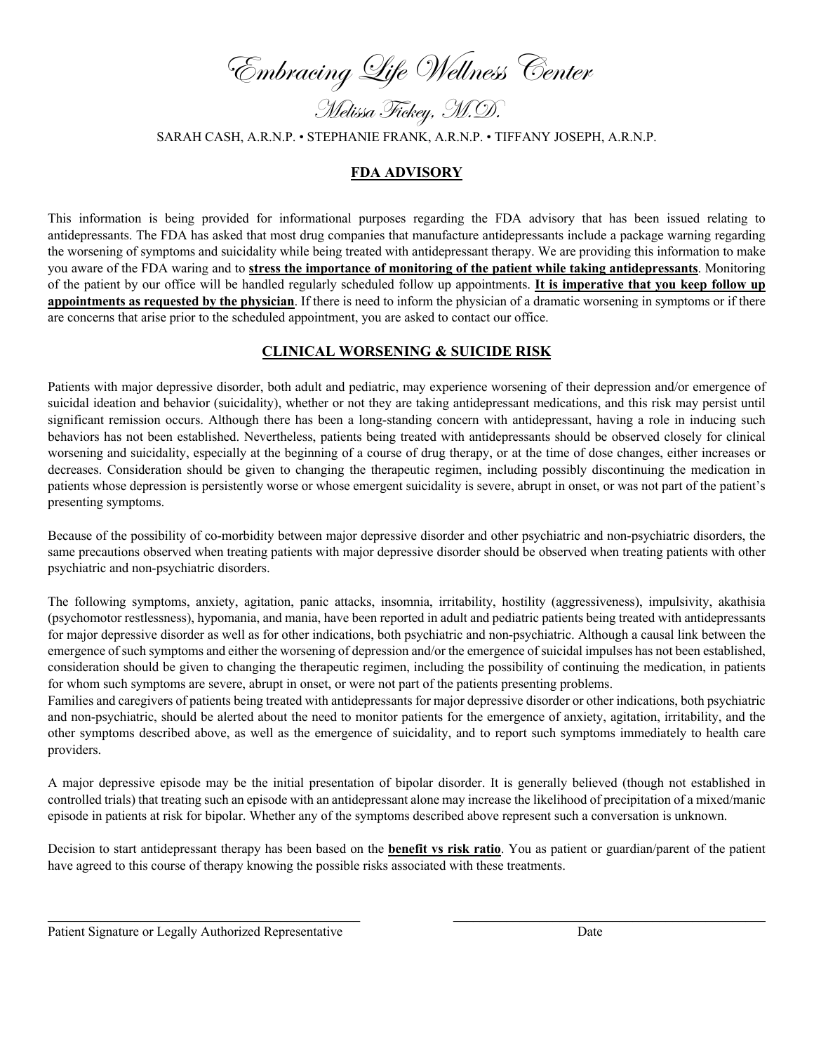# Embracing Life Wellness Center

## Melissa Fickey, M.D.

SARAH CASH, A.R.N.P. • STEPHANIE FRANK, A.R.N.P. • TIFFANY JOSEPH, A.R.N.P.

## FDA ADVISORY

This information is being provided for informational purposes regarding the FDA advisory that has been issued relating to antidepressants. The FDA has asked that most drug companies that manufacture antidepressants include a package warning regarding the worsening of symptoms and suicidality while being treated with antidepressant therapy. We are providing this information to make you aware of the FDA waring and to **stress the importance of monitoring of the patient while taking antidepressants**. Monitoring of the patient by our office will be handled regularly scheduled follow up appointments. **It is imperative that you keep follow up appointments as requested by the physician**. If there is need to inform the physician of a dramatic worsening in symptoms or if there are concerns that arise prior to the scheduled appointment, you are asked to contact our office.

## CLINICAL WORSENING & SUICIDE RISK

Patients with major depressive disorder, both adult and pediatric, may experience worsening of their depression and/or emergence of suicidal ideation and behavior (suicidality), whether or not they are taking antidepressant medications, and this risk may persist until significant remission occurs. Although there has been a long-standing concern with antidepressant, having a role in inducing such behaviors has not been established. Nevertheless, patients being treated with antidepressants should be observed closely for clinical worsening and suicidality, especially at the beginning of a course of drug therapy, or at the time of dose changes, either increases or decreases. Consideration should be given to changing the therapeutic regimen, including possibly discontinuing the medication in patients whose depression is persistently worse or whose emergent suicidality is severe, abrupt in onset, or was not part of the patient's presenting symptoms.

Because of the possibility of co-morbidity between major depressive disorder and other psychiatric and non-psychiatric disorders, the same precautions observed when treating patients with major depressive disorder should be observed when treating patients with other psychiatric and non-psychiatric disorders.

The following symptoms, anxiety, agitation, panic attacks, insomnia, irritability, hostility (aggressiveness), impulsivity, akathisia (psychomotor restlessness), hypomania, and mania, have been reported in adult and pediatric patients being treated with antidepressants for major depressive disorder as well as for other indications, both psychiatric and non-psychiatric. Although a causal link between the emergence of such symptoms and either the worsening of depression and/or the emergence of suicidal impulses has not been established, consideration should be given to changing the therapeutic regimen, including the possibility of continuing the medication, in patients for whom such symptoms are severe, abrupt in onset, or were not part of the patients presenting problems.

Families and caregivers of patients being treated with antidepressants for major depressive disorder or other indications, both psychiatric and non-psychiatric, should be alerted about the need to monitor patients for the emergence of anxiety, agitation, irritability, and the other symptoms described above, as well as the emergence of suicidality, and to report such symptoms immediately to health care providers.

A major depressive episode may be the initial presentation of bipolar disorder. It is generally believed (though not established in controlled trials) that treating such an episode with an antidepressant alone may increase the likelihood of precipitation of a mixed/manic episode in patients at risk for bipolar. Whether any of the symptoms described above represent such a conversation is unknown.

Decision to start antidepressant therapy has been based on the **benefit vs risk ratio**. You as patient or guardian/parent of the patient have agreed to this course of therapy knowing the possible risks associated with these treatments.

_______________________________________ &nbsp;&nbsp;&nbsp;&nbsp; _______________________________________

Patient Signature or Legally Authorized Representative &nbsp;&nbsp;&nbsp;&nbsp; Date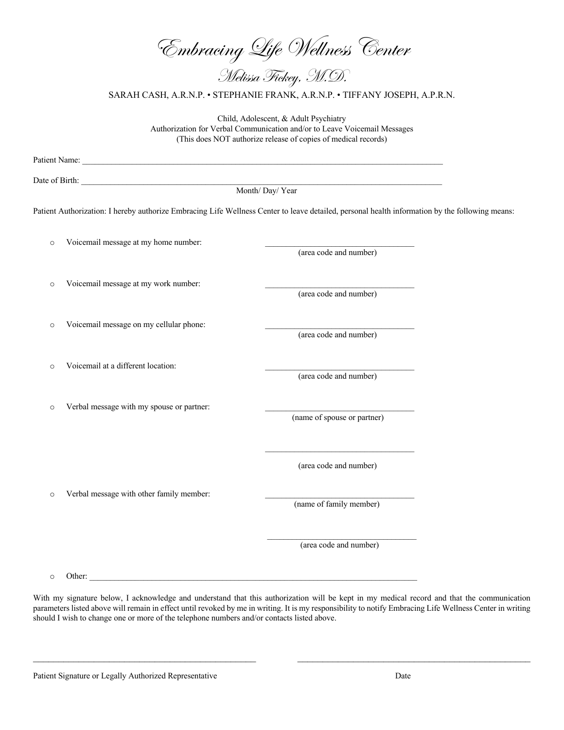# Embracing Life Wellness Center

## Melissa Fickey, M.D.

SARAH CASH, A.R.N.P. • STEPHANIE FRANK, A.R.N.P. • TIFFANY JOSEPH, A.P.R.N.

Child, Adolescent, & Adult Psychiatry
Authorization for Verbal Communication and/or to Leave Voicemail Messages
(This does NOT authorize release of copies of medical records)

Patient Name: ___________________________________________________________________________

Date of Birth: ___________________________________________________________________________
Month/ Day/ Year

Patient Authorization: I hereby authorize Embracing Life Wellness Center to leave detailed, personal health information by the following means:

- Voicemail message at my home number: ________________________ (area code and number)
- Voicemail message at my work number: ________________________ (area code and number)
- Voicemail message on my cellular phone: ________________________ (area code and number)
- Voicemail at a different location: ________________________ (area code and number)
- Verbal message with my spouse or partner: ________________________ (name of spouse or partner)

  ________________________ (area code and number)
- Verbal message with other family member: ________________________ (name of family member)

  ________________________ (area code and number)
- Other: ___________________________________________________________________________

With my signature below, I acknowledge and understand that this authorization will be kept in my medical record and that the communication parameters listed above will remain in effect until revoked by me in writing. It is my responsibility to notify Embracing Life Wellness Center in writing should I wish to change one or more of the telephone numbers and/or contacts listed above.

_____________________________________________ &nbsp;&nbsp;&nbsp;&nbsp; _____________________________________________

Patient Signature or Legally Authorized Representative &nbsp;&nbsp;&nbsp;&nbsp; Date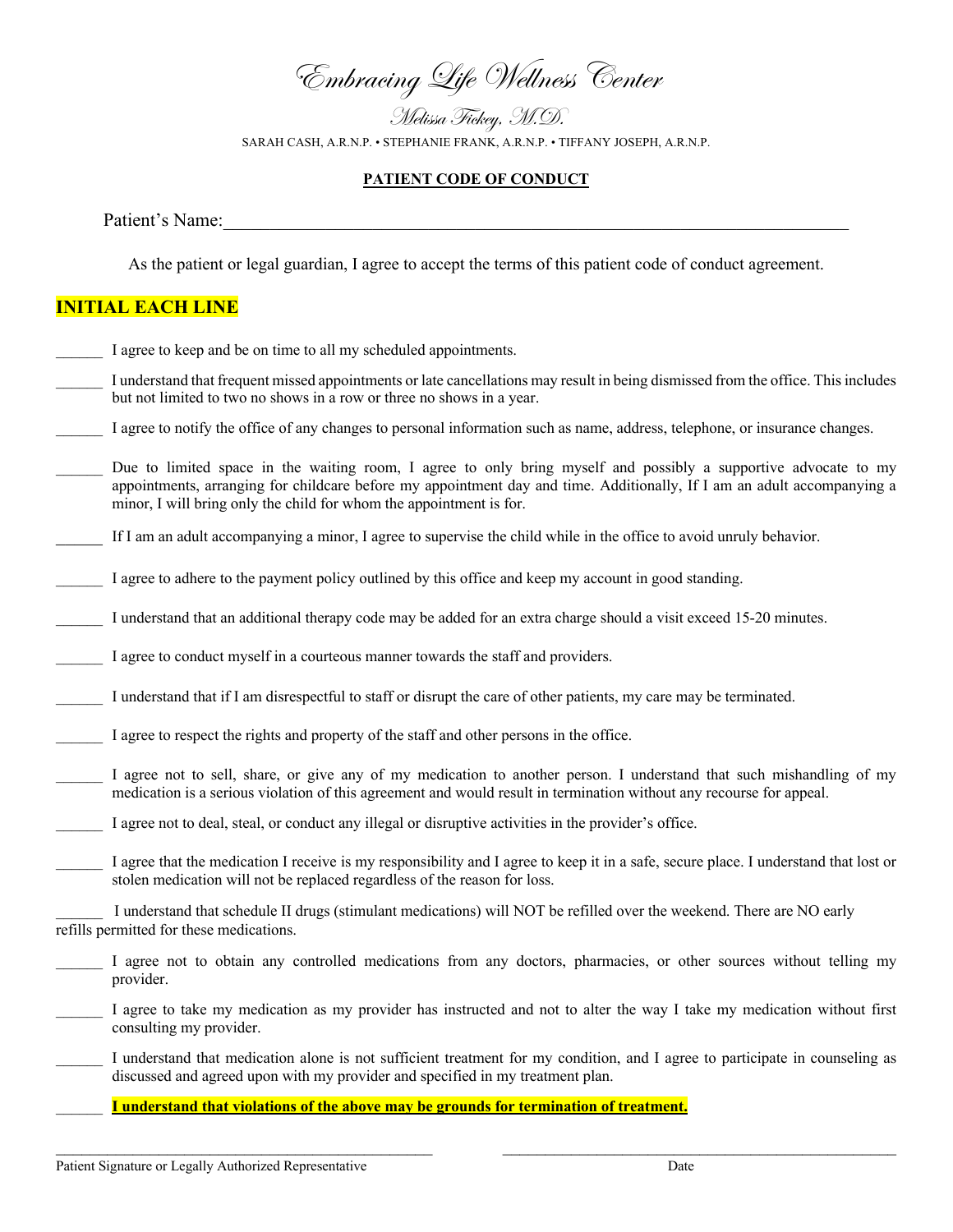# Embracing Life Wellness Center

*Melissa Fickey, M.D.*

SARAH CASH, A.R.N.P. • STEPHANIE FRANK, A.R.N.P. • TIFFANY JOSEPH, A.R.N.P.

## PATIENT CODE OF CONDUCT

Patient's Name:________________________________________________________________________

As the patient or legal guardian, I agree to accept the terms of this patient code of conduct agreement.

**INITIAL EACH LINE**

______ I agree to keep and be on time to all my scheduled appointments.

______ I understand that frequent missed appointments or late cancellations may result in being dismissed from the office. This includes but not limited to two no shows in a row or three no shows in a year.

______ I agree to notify the office of any changes to personal information such as name, address, telephone, or insurance changes.

______ Due to limited space in the waiting room, I agree to only bring myself and possibly a supportive advocate to my appointments, arranging for childcare before my appointment day and time. Additionally, If I am an adult accompanying a minor, I will bring only the child for whom the appointment is for.

______ If I am an adult accompanying a minor, I agree to supervise the child while in the office to avoid unruly behavior.

______ I agree to adhere to the payment policy outlined by this office and keep my account in good standing.

______ I understand that an additional therapy code may be added for an extra charge should a visit exceed 15-20 minutes.

______ I agree to conduct myself in a courteous manner towards the staff and providers.

______ I understand that if I am disrespectful to staff or disrupt the care of other patients, my care may be terminated.

______ I agree to respect the rights and property of the staff and other persons in the office.

______ I agree not to sell, share, or give any of my medication to another person. I understand that such mishandling of my medication is a serious violation of this agreement and would result in termination without any recourse for appeal.

______ I agree not to deal, steal, or conduct any illegal or disruptive activities in the provider's office.

______ I agree that the medication I receive is my responsibility and I agree to keep it in a safe, secure place. I understand that lost or stolen medication will not be replaced regardless of the reason for loss.

______ I understand that schedule II drugs (stimulant medications) will NOT be refilled over the weekend. There are NO early refills permitted for these medications.

______ I agree not to obtain any controlled medications from any doctors, pharmacies, or other sources without telling my provider.

______ I agree to take my medication as my provider has instructed and not to alter the way I take my medication without first consulting my provider.

______ I understand that medication alone is not sufficient treatment for my condition, and I agree to participate in counseling as discussed and agreed upon with my provider and specified in my treatment plan.

______ **I understand that violations of the above may be grounds for termination of treatment.**

______________________________________________ &nbsp;&nbsp;&nbsp;&nbsp; ______________________________________________

Patient Signature or Legally Authorized Representative &nbsp;&nbsp;&nbsp;&nbsp; Date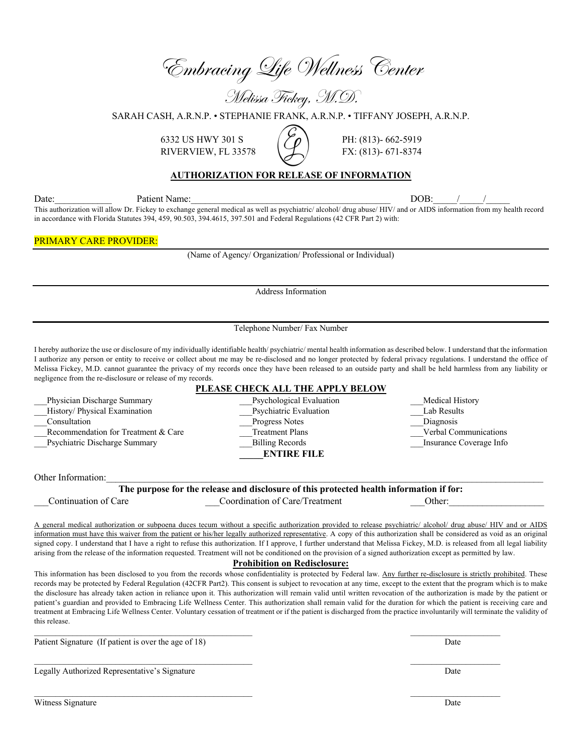# Embracing Life Wellness Center

## Melissa Fickey, M.D.

SARAH CASH, A.R.N.P. • STEPHANIE FRANK, A.R.N.P. • TIFFANY JOSEPH, A.R.N.P.

6332 US HWY 301 S
RIVERVIEW, FL 33578

PH: (813)- 662-5919
FX: (813)- 671-8374

**AUTHORIZATION FOR RELEASE OF INFORMATION**

Date:____________ Patient Name:__________________________________________ DOB:_____/_____/_____

This authorization will allow Dr. Fickey to exchange general medical as well as psychiatric/ alcohol/ drug abuse/ HIV/ and or AIDS information from my health record in accordance with Florida Statutes 394, 459, 90.503, 394.4615, 397.501 and Federal Regulations (42 CFR Part 2) with:

PRIMARY CARE PROVIDER:

______________________________________________________________

(Name of Agency/ Organization/ Professional or Individual)

______________________________________________________________

Address Information

______________________________________________________________

Telephone Number/ Fax Number

I hereby authorize the use or disclosure of my individually identifiable health/ psychiatric/ mental health information as described below. I understand that the information I authorize any person or entity to receive or collect about me may be re-disclosed and no longer protected by federal privacy regulations. I understand the office of Melissa Fickey, M.D. cannot guarantee the privacy of my records once they have been released to an outside party and shall be held harmless from any liability or negligence from the re-disclosure or release of my records.

**PLEASE CHECK ALL THE APPLY BELOW**

___Physician Discharge Summary
___History/ Physical Examination
___Consultation
___Recommendation for Treatment & Care
___Psychiatric Discharge Summary
___Psychological Evaluation
___Psychiatric Evaluation
___Progress Notes
___Treatment Plans
___Billing Records
_____**ENTIRE FILE**
___Medical History
___Lab Results
___Diagnosis
___Verbal Communications
___Insurance Coverage Info

Other Information:______________________________________________________________________________

**The purpose for the release and disclosure of this protected health information if for:**

___Continuation of Care ___Coordination of Care/Treatment ___Other:____________________

A general medical authorization or subpoena duces tecum without a specific authorization provided to release psychiatric/ alcohol/ drug abuse/ HIV and or AIDS information must have this waiver from the patient or his/her legally authorized representative. A copy of this authorization shall be considered as void as an original signed copy. I understand that I have a right to refuse this authorization. If I approve, I further understand that Melissa Fickey, M.D. is released from all legal liability arising from the release of the information requested. Treatment will not be conditioned on the provision of a signed authorization except as permitted by law.

**Prohibition on Redisclosure:**

This information has been disclosed to you from the records whose confidentiality is protected by Federal law. Any further re-disclosure is strictly prohibited. These records may be protected by Federal Regulation (42CFR Part2). This consent is subject to revocation at any time, except to the extent that the program which is to make the disclosure has already taken action in reliance upon it. This authorization will remain valid until written revocation of the authorization is made by the patient or patient's guardian and provided to Embracing Life Wellness Center. This authorization shall remain valid for the duration for which the patient is receiving care and treatment at Embracing Life Wellness Center. Voluntary cessation of treatment or if the patient is discharged from the practice involuntarily will terminate the validity of this release.

__________________________________________________ ____________________

Patient Signature (If patient is over the age of 18) Date

__________________________________________________ ____________________

Legally Authorized Representative's Signature Date

__________________________________________________ ____________________

Witness Signature Date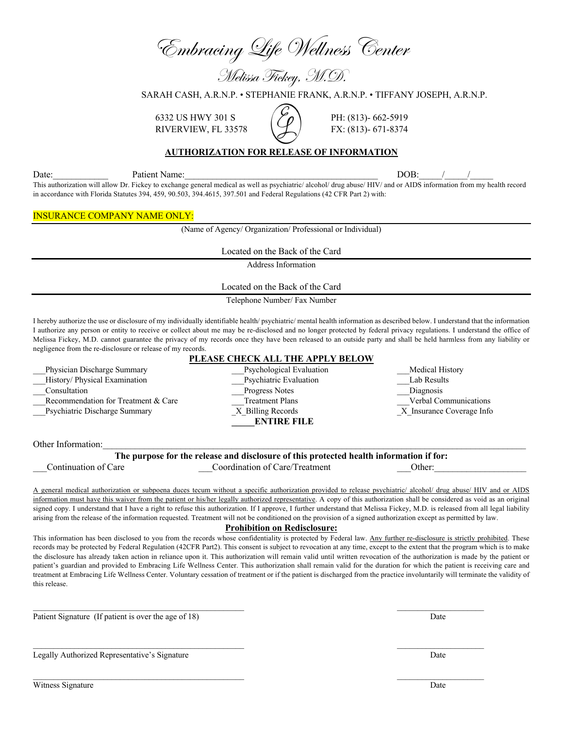# Embracing Life Wellness Center

## Melissa Fickey, M.D.

SARAH CASH, A.R.N.P. • STEPHANIE FRANK, A.R.N.P. • TIFFANY JOSEPH, A.R.N.P.

6332 US HWY 301 S
RIVERVIEW, FL 33578

PH: (813)- 662-5919
FX: (813)- 671-8374

**AUTHORIZATION FOR RELEASE OF INFORMATION**

Date:____________ Patient Name:____________________________________________ DOB:_____/_____/_____

This authorization will allow Dr. Fickey to exchange general medical as well as psychiatric/ alcohol/ drug abuse/ HIV/ and or AIDS information from my health record in accordance with Florida Statutes 394, 459, 90.503, 394.4615, 397.501 and Federal Regulations (42 CFR Part 2) with:

INSURANCE COMPANY NAME ONLY:
(Name of Agency/ Organization/ Professional or Individual)

Located on the Back of the Card
Address Information

Located on the Back of the Card
Telephone Number/ Fax Number

I hereby authorize the use or disclosure of my individually identifiable health/ psychiatric/ mental health information as described below. I understand that the information I authorize any person or entity to receive or collect about me may be re-disclosed and no longer protected by federal privacy regulations. I understand the office of Melissa Fickey, M.D. cannot guarantee the privacy of my records once they have been released to an outside party and shall be held harmless from any liability or negligence from the re-disclosure or release of my records.

**PLEASE CHECK ALL THE APPLY BELOW**

___Physician Discharge Summary
___History/ Physical Examination
___Consultation
___Recommendation for Treatment & Care
___Psychiatric Discharge Summary
___Psychological Evaluation
___Psychiatric Evaluation
___Progress Notes
___Treatment Plans
_X_Billing Records
_____**ENTIRE FILE**
___Medical History
___Lab Results
___Diagnosis
___Verbal Communications
_X_Insurance Coverage Info

Other Information:_____________________________________________________________________________________

**The purpose for the release and disclosure of this protected health information if for:**

___Continuation of Care ___Coordination of Care/Treatment ___Other:____________________

A general medical authorization or subpoena duces tecum without a specific authorization provided to release psychiatric/ alcohol/ drug abuse/ HIV and or AIDS information must have this waiver from the patient or his/her legally authorized representative. A copy of this authorization shall be considered as void as an original signed copy. I understand that I have a right to refuse this authorization. If I approve, I further understand that Melissa Fickey, M.D. is released from all legal liability arising from the release of the information requested. Treatment will not be conditioned on the provision of a signed authorization except as permitted by law.

**Prohibition on Redisclosure:**

This information has been disclosed to you from the records whose confidentiality is protected by Federal law. Any further re-disclosure is strictly prohibited. These records may be protected by Federal Regulation (42CFR Part2). This consent is subject to revocation at any time, except to the extent that the program which is to make the disclosure has already taken action in reliance upon it. This authorization will remain valid until written revocation of the authorization is made by the patient or patient's guardian and provided to Embracing Life Wellness Center. This authorization shall remain valid for the duration for which the patient is receiving care and treatment at Embracing Life Wellness Center. Voluntary cessation of treatment or if the patient is discharged from the practice involuntarily will terminate the validity of this release.

_____________________________________________ _____________________
Patient Signature (If patient is over the age of 18) Date

_____________________________________________ _____________________
Legally Authorized Representative's Signature Date

_____________________________________________ _____________________
Witness Signature Date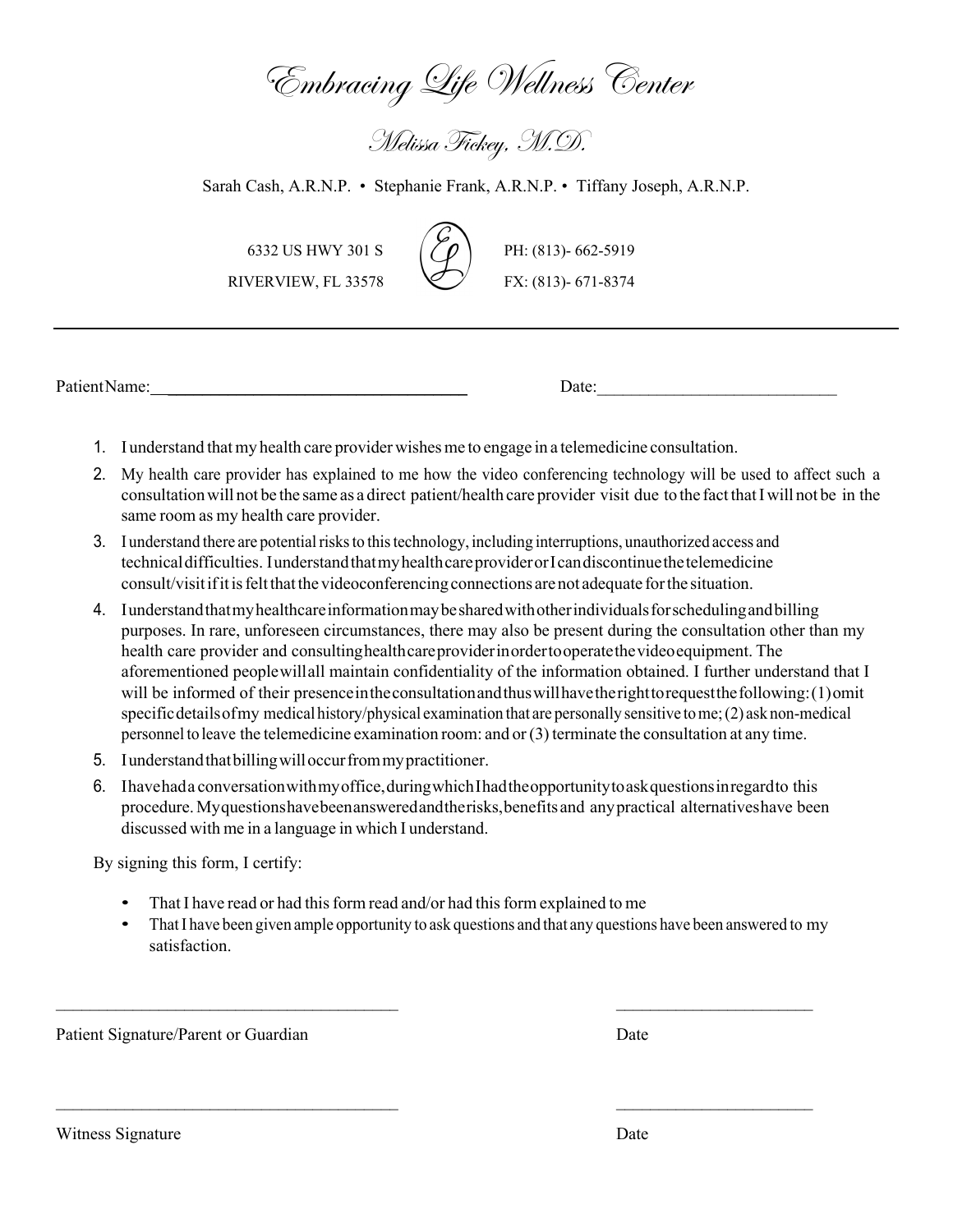# Embracing Life Wellness Center

## Melissa Fickey, M.D.

Sarah Cash, A.R.N.P. • Stephanie Frank, A.R.N.P. • Tiffany Joseph, A.R.N.P.

6332 US HWY 301 S
RIVERVIEW, FL 33578

PH: (813)- 662-5919
FX: (813)- 671-8374

---

Patient Name: ______________________________ Date: ____________________________

1. I understand that my health care provider wishes me to engage in a telemedicine consultation.
2. My health care provider has explained to me how the video conferencing technology will be used to affect such a consultation will not be the same as a direct patient/health care provider visit due to the fact that I will not be in the same room as my health care provider.
3. I understand there are potential risks to this technology, including interruptions, unauthorized access and technical difficulties. I understand that my health care provider or I can discontinue the telemedicine consult/visit if it is felt that the videoconferencing connections are not adequate for the situation.
4. I understand that my healthcare information may be shared with other individuals for scheduling and billing purposes. In rare, unforeseen circumstances, there may also be present during the consultation other than my health care provider and consulting health care provider in order to operate the video equipment. The aforementioned people will all maintain confidentiality of the information obtained. I further understand that I will be informed of their presence in the consultation and thus will have the right to request the following: (1) omit specific details of my medical history/physical examination that are personally sensitive to me; (2) ask non-medical personnel to leave the telemedicine examination room: and or (3) terminate the consultation at any time.
5. I understand that billing will occur from my practitioner.
6. I have had a conversation with my office, during which I had the opportunity to ask questions in regard to this procedure. My questions have been answered and the risks, benefits and any practical alternatives have been discussed with me in a language in which I understand.

By signing this form, I certify:

- That I have read or had this form read and/or had this form explained to me
- That I have been given ample opportunity to ask questions and that any questions have been answered to my satisfaction.

________________________________________ ______________________

Patient Signature/Parent or Guardian Date

________________________________________ ______________________

Witness Signature Date